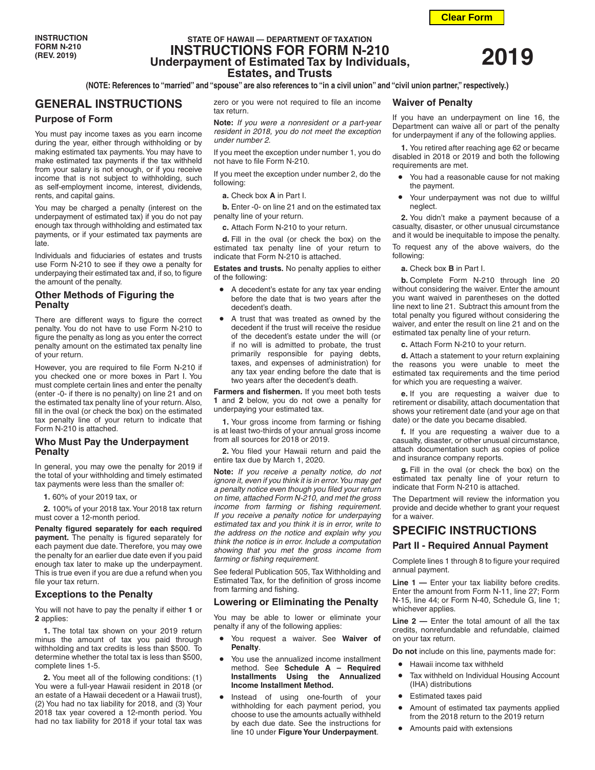INSTRUCTION FORM N-210 (REV. 2019)

STATE OF HAWAII — DEPARTMENT OF TAXATION

# INSTRUCTIONS FOR FORM N-210 Underpayment of Estimated Tax by Individuals, Estates, and Trusts

2019

**(NOTE: References to "married" and "spouse" are also references to "in a civil union" and "civil union partner," respectively.)**

## GENERAL INSTRUCTIONS

### Purpose of Form

You must pay income taxes as you earn income during the year, either through withholding or by making estimated tax payments. You may have to make estimated tax payments if the tax withheld from your salary is not enough, or if you receive income that is not subject to withholding, such as self-employment income, interest, dividends, rents, and capital gains.

You may be charged a penalty (interest on the underpayment of estimated tax) if you do not pay enough tax through withholding and estimated tax payments, or if your estimated tax payments are late.

Individuals and fiduciaries of estates and trusts use Form N-210 to see if they owe a penalty for underpaying their estimated tax and, if so, to figure the amount of the penalty.

### Other Methods of Figuring the Penalty

There are different ways to figure the correct penalty. You do not have to use Form N-210 to figure the penalty as long as you enter the correct penalty amount on the estimated tax penalty line of your return.

However, you are required to file Form N-210 if you checked one or more boxes in Part I. You must complete certain lines and enter the penalty (enter -0- if there is no penalty) on line 21 and on the estimated tax penalty line of your return. Also, fill in the oval (or check the box) on the estimated tax penalty line of your return to indicate that Form N-210 is attached.

### Who Must Pay the Underpayment Penalty

In general, you may owe the penalty for 2019 if the total of your withholding and timely estimated tax payments were less than the smaller of:

**1.** 60% of your 2019 tax, or

**2.** 100% of your 2018 tax. Your 2018 tax return must cover a 12-month period.

**Penalty figured separately for each required payment.** The penalty is figured separately for each payment due date. Therefore, you may owe the penalty for an earlier due date even if you paid enough tax later to make up the underpayment. This is true even if you are due a refund when you file your tax return.

### Exceptions to the Penalty

You will not have to pay the penalty if either **1** or **2** applies:

**1.** The total tax shown on your 2019 return minus the amount of tax you paid through withholding and tax credits is less than $500. To determine whether the total tax is less than $500, complete lines 1-5.

**2.** You meet all of the following conditions: (1) You were a full-year Hawaii resident in 2018 (or an estate of a Hawaii decedent or a Hawaii trust), (2) You had no tax liability for 2018, and (3) Your 2018 tax year covered a 12-month period. You had no tax liability for 2018 if your total tax was zero or you were not required to file an income tax return.

**Note:** *If you were a nonresident or a part-year resident in 2018, you do not meet the exception under number 2.*

If you meet the exception under number 1, you do not have to file Form N-210.

If you meet the exception under number 2, do the following:

**a.** Check box **A** in Part I.

**b.** Enter -0- on line 21 and on the estimated tax penalty line of your return.

**c.** Attach Form N-210 to your return.

**d.** Fill in the oval (or check the box) on the estimated tax penalty line of your return to indicate that Form N-210 is attached.

**Estates and trusts.** No penalty applies to either of the following:

- A decedent's estate for any tax year ending before the date that is two years after the decedent's death.
- A trust that was treated as owned by the decedent if the trust will receive the residue of the decedent's estate under the will (or if no will is admitted to probate, the trust primarily responsible for paying debts, taxes, and expenses of administration) for any tax year ending before the date that is two years after the decedent's death.

**Farmers and fishermen.** If you meet both tests **1** and **2** below, you do not owe a penalty for underpaying your estimated tax.

**1.** Your gross income from farming or fishing is at least two-thirds of your annual gross income from all sources for 2018 or 2019.

**2.** You filed your Hawaii return and paid the entire tax due by March 1, 2020.

**Note:** *If you receive a penalty notice, do not ignore it, even if you think it is in error. You may get a penalty notice even though you filed your return on time, attached Form N-210, and met the gross income from farming or fishing requirement. If you receive a penalty notice for underpaying estimated tax and you think it is in error, write to the address on the notice and explain why you think the notice is in error. Include a computation showing that you met the gross income from farming or fishing requirement.*

See federal Publication 505, Tax Withholding and Estimated Tax, for the definition of gross income from farming and fishing.

### Lowering or Eliminating the Penalty

You may be able to lower or eliminate your penalty if any of the following applies:

- You request a waiver. See **Waiver of Penalty**.
- You use the annualized income installment method. See **Schedule A – Required Installments Using the Annualized Income Installment Method.**
- Instead of using one-fourth of your withholding for each payment period, you choose to use the amounts actually withheld by each due date. See the instructions for line 10 under **Figure Your Underpayment**.

### Waiver of Penalty

If you have an underpayment on line 16, the Department can waive all or part of the penalty for underpayment if any of the following applies.

**1.** You retired after reaching age 62 or became disabled in 2018 or 2019 and both the following requirements are met.

- You had a reasonable cause for not making the payment.
- Your underpayment was not due to willful neglect.

**2.** You didn't make a payment because of a casualty, disaster, or other unusual circumstance and it would be inequitable to impose the penalty.

To request any of the above waivers, do the following:

**a.** Check box **B** in Part I.

**b.** Complete Form N-210 through line 20 without considering the waiver. Enter the amount you want waived in parentheses on the dotted line next to line 21. Subtract this amount from the total penalty you figured without considering the waiver, and enter the result on line 21 and on the estimated tax penalty line of your return.

**c.** Attach Form N-210 to your return.

**d.** Attach a statement to your return explaining the reasons you were unable to meet the estimated tax requirements and the time period for which you are requesting a waiver.

**e.** If you are requesting a waiver due to retirement or disability, attach documentation that shows your retirement date (and your age on that date) or the date you became disabled.

**f.** If you are requesting a waiver due to a casualty, disaster, or other unusual circumstance, attach documentation such as copies of police and insurance company reports.

**g.** Fill in the oval (or check the box) on the estimated tax penalty line of your return to indicate that Form N-210 is attached.

The Department will review the information you provide and decide whether to grant your request for a waiver.

## SPECIFIC INSTRUCTIONS

### Part II - Required Annual Payment

Complete lines 1 through 8 to figure your required annual payment.

**Line 1 —** Enter your tax liability before credits. Enter the amount from Form N-11, line 27; Form N-15, line 44; or Form N-40, Schedule G, line 1; whichever applies.

**Line 2 —** Enter the total amount of all the tax credits, nonrefundable and refundable, claimed on your tax return.

**Do not** include on this line, payments made for:

- Hawaii income tax withheld
- Tax withheld on Individual Housing Account (IHA) distributions
- Estimated taxes paid
- Amount of estimated tax payments applied from the 2018 return to the 2019 return
- Amounts paid with extensions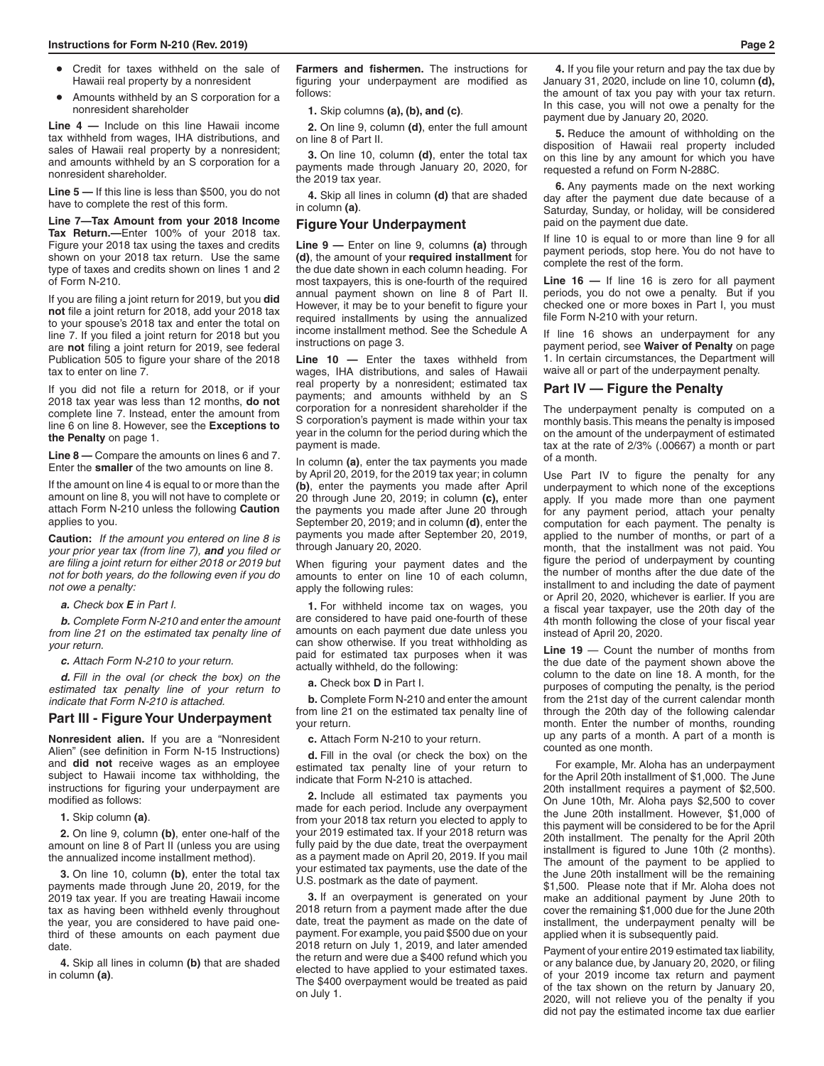- Credit for taxes withheld on the sale of Hawaii real property by a nonresident
- Amounts withheld by an S corporation for a nonresident shareholder

**Line 4 —** Include on this line Hawaii income tax withheld from wages, IHA distributions, and sales of Hawaii real property by a nonresident; and amounts withheld by an S corporation for a nonresident shareholder.

**Line 5 —** If this line is less than $500, you do not have to complete the rest of this form.

**Line 7—Tax Amount from your 2018 Income Tax Return.—**Enter 100% of your 2018 tax. Figure your 2018 tax using the taxes and credits shown on your 2018 tax return. Use the same type of taxes and credits shown on lines 1 and 2 of Form N-210.

If you are filing a joint return for 2019, but you **did not** file a joint return for 2018, add your 2018 tax to your spouse's 2018 tax and enter the total on line 7. If you filed a joint return for 2018 but you are **not** filing a joint return for 2019, see federal Publication 505 to figure your share of the 2018 tax to enter on line 7.

If you did not file a return for 2018, or if your 2018 tax year was less than 12 months, **do not** complete line 7. Instead, enter the amount from line 6 on line 8. However, see the **Exceptions to the Penalty** on page 1.

**Line 8 —** Compare the amounts on lines 6 and 7. Enter the **smaller** of the two amounts on line 8.

If the amount on line 4 is equal to or more than the amount on line 8, you will not have to complete or attach Form N-210 unless the following **Caution** applies to you.

**Caution:** *If the amount you entered on line 8 is your prior year tax (from line 7), **and** you filed or are filing a joint return for either 2018 or 2019 but not for both years, do the following even if you do not owe a penalty:*

***a.*** *Check box **E** in Part I.*

***b.*** *Complete Form N-210 and enter the amount from line 21 on the estimated tax penalty line of your return.*

***c.*** *Attach Form N-210 to your return.*

***d.*** *Fill in the oval (or check the box) on the estimated tax penalty line of your return to indicate that Form N-210 is attached.*

## Part III - Figure Your Underpayment

**Nonresident alien.** If you are a "Nonresident Alien" (see definition in Form N-15 Instructions) and **did not** receive wages as an employee subject to Hawaii income tax withholding, the instructions for figuring your underpayment are modified as follows:

**1.** Skip column **(a)**.

**2.** On line 9, column **(b)**, enter one-half of the amount on line 8 of Part II (unless you are using the annualized income installment method).

**3.** On line 10, column **(b)**, enter the total tax payments made through June 20, 2019, for the 2019 tax year. If you are treating Hawaii income tax as having been withheld evenly throughout the year, you are considered to have paid one-third of these amounts on each payment due date.

**4.** Skip all lines in column **(b)** that are shaded in column **(a)**.

**Farmers and fishermen.** The instructions for figuring your underpayment are modified as follows:

**1.** Skip columns **(a), (b), and (c)**.

**2.** On line 9, column **(d)**, enter the full amount on line 8 of Part II.

**3.** On line 10, column **(d)**, enter the total tax payments made through January 20, 2020, for the 2019 tax year.

**4.** Skip all lines in column **(d)** that are shaded in column **(a)**.

## Figure Your Underpayment

**Line 9 —** Enter on line 9, columns **(a)** through **(d)**, the amount of your **required installment** for the due date shown in each column heading. For most taxpayers, this is one-fourth of the required annual payment shown on line 8 of Part II. However, it may be to your benefit to figure your required installments by using the annualized income installment method. See the Schedule A instructions on page 3.

**Line 10 —** Enter the taxes withheld from wages, IHA distributions, and sales of Hawaii real property by a nonresident; estimated tax payments; and amounts withheld by an S corporation for a nonresident shareholder if the S corporation's payment is made within your tax year in the column for the period during which the payment is made.

In column **(a)**, enter the tax payments you made by April 20, 2019, for the 2019 tax year; in column **(b)**, enter the payments you made after April 20 through June 20, 2019; in column **(c),** enter the payments you made after June 20 through September 20, 2019; and in column **(d)**, enter the payments you made after September 20, 2019, through January 20, 2020.

When figuring your payment dates and the amounts to enter on line 10 of each column, apply the following rules:

**1.** For withheld income tax on wages, you are considered to have paid one-fourth of these amounts on each payment due date unless you can show otherwise. If you treat withholding as paid for estimated tax purposes when it was actually withheld, do the following:

**a.** Check box **D** in Part I.

**b.** Complete Form N-210 and enter the amount from line 21 on the estimated tax penalty line of your return.

**c.** Attach Form N-210 to your return.

**d.** Fill in the oval (or check the box) on the estimated tax penalty line of your return to indicate that Form N-210 is attached.

**2.** Include all estimated tax payments you made for each period. Include any overpayment from your 2018 tax return you elected to apply to your 2019 estimated tax. If your 2018 return was fully paid by the due date, treat the overpayment as a payment made on April 20, 2019. If you mail your estimated tax payments, use the date of the U.S. postmark as the date of payment.

**3.** If an overpayment is generated on your 2018 return from a payment made after the due date, treat the payment as made on the date of payment. For example, you paid $500 due on your 2018 return on July 1, 2019, and later amended the return and were due a $400 refund which you elected to have applied to your estimated taxes. The $400 overpayment would be treated as paid on July 1.

**4.** If you file your return and pay the tax due by January 31, 2020, include on line 10, column **(d),** the amount of tax you pay with your tax return. In this case, you will not owe a penalty for the payment due by January 20, 2020.

**5.** Reduce the amount of withholding on the disposition of Hawaii real property included on this line by any amount for which you have requested a refund on Form N-288C.

**6.** Any payments made on the next working day after the payment due date because of a Saturday, Sunday, or holiday, will be considered paid on the payment due date.

If line 10 is equal to or more than line 9 for all payment periods, stop here. You do not have to complete the rest of the form.

**Line 16 —** If line 16 is zero for all payment periods, you do not owe a penalty. But if you checked one or more boxes in Part I, you must file Form N-210 with your return.

If line 16 shows an underpayment for any payment period, see **Waiver of Penalty** on page 1. In certain circumstances, the Department will waive all or part of the underpayment penalty.

## Part IV — Figure the Penalty

The underpayment penalty is computed on a monthly basis. This means the penalty is imposed on the amount of the underpayment of estimated tax at the rate of 2/3% (.00667) a month or part of a month.

Use Part IV to figure the penalty for any underpayment to which none of the exceptions apply. If you made more than one payment for any payment period, attach your penalty computation for each payment. The penalty is applied to the number of months, or part of a month, that the installment was not paid. You figure the period of underpayment by counting the number of months after the due date of the installment to and including the date of payment or April 20, 2020, whichever is earlier. If you are a fiscal year taxpayer, use the 20th day of the 4th month following the close of your fiscal year instead of April 20, 2020.

**Line 19** — Count the number of months from the due date of the payment shown above the column to the date on line 18. A month, for the purposes of computing the penalty, is the period from the 21st day of the current calendar month through the 20th day of the following calendar month. Enter the number of months, rounding up any parts of a month. A part of a month is counted as one month.

For example, Mr. Aloha has an underpayment for the April 20th installment of $1,000. The June 20th installment requires a payment of $2,500. On June 10th, Mr. Aloha pays $2,500 to cover the June 20th installment. However, $1,000 of this payment will be considered to be for the April 20th installment. The penalty for the April 20th installment is figured to June 10th (2 months). The amount of the payment to be applied to the June 20th installment will be the remaining $1,500. Please note that if Mr. Aloha does not make an additional payment by June 20th to cover the remaining $1,000 due for the June 20th installment, the underpayment penalty will be applied when it is subsequently paid.

Payment of your entire 2019 estimated tax liability, or any balance due, by January 20, 2020, or filing of your 2019 income tax return and payment of the tax shown on the return by January 20, 2020, will not relieve you of the penalty if you did not pay the estimated income tax due earlier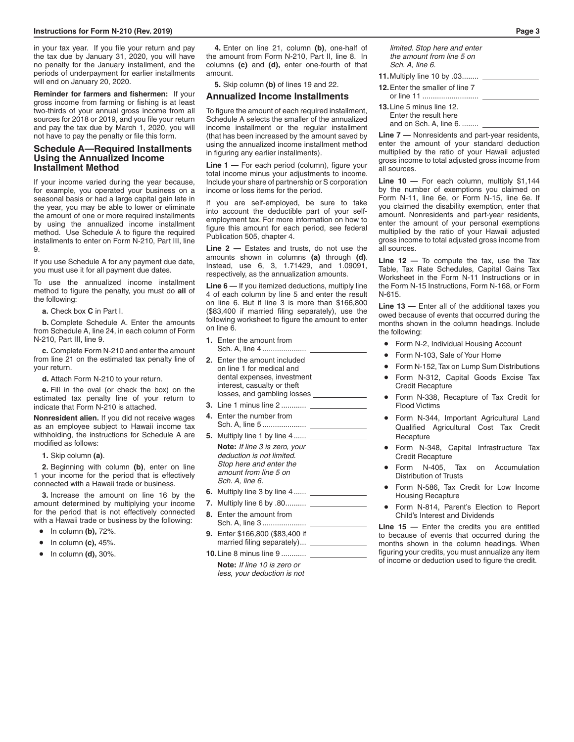in your tax year. If you file your return and pay the tax due by January 31, 2020, you will have no penalty for the January installment, and the periods of underpayment for earlier installments will end on January 20, 2020.

**Reminder for farmers and fishermen:** If your gross income from farming or fishing is at least two-thirds of your annual gross income from all sources for 2018 or 2019, and you file your return and pay the tax due by March 1, 2020, you will not have to pay the penalty or file this form.

## Schedule A—Required Installments Using the Annualized Income Installment Method

If your income varied during the year because, for example, you operated your business on a seasonal basis or had a large capital gain late in the year, you may be able to lower or eliminate the amount of one or more required installments by using the annualized income installment method. Use Schedule A to figure the required installments to enter on Form N-210, Part III, line 9.

If you use Schedule A for any payment due date, you must use it for all payment due dates.

To use the annualized income installment method to figure the penalty, you must do **all** of the following:

**a.** Check box **C** in Part I.

**b.** Complete Schedule A. Enter the amounts from Schedule A, line 24, in each column of Form N-210, Part III, line 9.

**c.** Complete Form N-210 and enter the amount from line 21 on the estimated tax penalty line of your return.

**d.** Attach Form N-210 to your return.

**e.** Fill in the oval (or check the box) on the estimated tax penalty line of your return to indicate that Form N-210 is attached.

**Nonresident alien.** If you did not receive wages as an employee subject to Hawaii income tax withholding, the instructions for Schedule A are modified as follows:

**1.** Skip column **(a)**.

**2.** Beginning with column **(b)**, enter on line 1 your income for the period that is effectively connected with a Hawaii trade or business.

**3.** Increase the amount on line 16 by the amount determined by multiplying your income for the period that is not effectively connected with a Hawaii trade or business by the following:

- In column **(b),** 72%.
- In column **(c),** 45%.
- In column **(d),** 30%.

**4.** Enter on line 21, column **(b)**, one-half of the amount from Form N-210, Part II, line 8. In columns **(c)** and **(d),** enter one-fourth of that amount.

**5.** Skip column **(b)** of lines 19 and 22.

### Annualized Income Installments

To figure the amount of each required installment, Schedule A selects the smaller of the annualized income installment or the regular installment (that has been increased by the amount saved by using the annualized income installment method in figuring any earlier installments).

**Line 1 —** For each period (column), figure your total income minus your adjustments to income. Include your share of partnership or S corporation income or loss items for the period.

If you are self-employed, be sure to take into account the deductible part of your self-employment tax. For more information on how to figure this amount for each period, see federal Publication 505, chapter 4.

**Line 2 —** Estates and trusts, do not use the amounts shown in columns **(a)** through **(d)**. Instead, use 6, 3, 1.71429, and 1.09091, respectively, as the annualization amounts.

**Line 6 —** If you itemized deductions, multiply line 4 of each column by line 5 and enter the result on line 6. But if line 3 is more than $166,800 ($83,400 if married filing separately), use the following worksheet to figure the amount to enter on line 6.

1. Enter the amount from Sch. A, line 4 .................... ______
2. Enter the amount included on line 1 for medical and dental expenses, investment interest, casualty or theft losses, and gambling losses ______
3. Line 1 minus line 2 ............ ______
4. Enter the number from Sch. A, line 5 .................... ______
5. Multiply line 1 by line 4 ...... ______

   **Note:** *If line 3 is zero, your deduction is not limited. Stop here and enter the amount from line 5 on Sch. A, line 6.*
6. Multiply line 3 by line 4 ...... ______
7. Multiply line 6 by .80.......... ______
8. Enter the amount from Sch. A, line 3 .................... ______
9. Enter $166,800 ($83,400 if married filing separately)... ______
10. Line 8 minus line 9 ............ ______

    **Note:** *If line 10 is zero or less, your deduction is not limited. Stop here and enter the amount from line 5 on Sch. A, line 6.*
11. Multiply line 10 by .03........ ______
12. Enter the smaller of line 7 or line 11 .......................... ______
13. Line 5 minus line 12. Enter the result here and on Sch. A, line 6. ........ ______

**Line 7 —** Nonresidents and part-year residents, enter the amount of your standard deduction multiplied by the ratio of your Hawaii adjusted gross income to total adjusted gross income from all sources.

**Line 10 —** For each column, multiply $1,144 by the number of exemptions you claimed on Form N-11, line 6e, or Form N-15, line 6e. If you claimed the disability exemption, enter that amount. Nonresidents and part-year residents, enter the amount of your personal exemptions multiplied by the ratio of your Hawaii adjusted gross income to total adjusted gross income from all sources.

**Line 12 —** To compute the tax, use the Tax Table, Tax Rate Schedules, Capital Gains Tax Worksheet in the Form N-11 Instructions or in the Form N-15 Instructions, Form N-168, or Form N-615.

**Line 13 —** Enter all of the additional taxes you owed because of events that occurred during the months shown in the column headings. Include the following:

- Form N-2, Individual Housing Account
- Form N-103, Sale of Your Home
- Form N-152, Tax on Lump Sum Distributions
- Form N-312, Capital Goods Excise Tax Credit Recapture
- Form N-338, Recapture of Tax Credit for Flood Victims
- Form N-344, Important Agricultural Land Qualified Agricultural Cost Tax Credit Recapture
- Form N-348, Capital Infrastructure Tax Credit Recapture
- Form N-405, Tax on Accumulation Distribution of Trusts
- Form N-586, Tax Credit for Low Income Housing Recapture
- Form N-814, Parent's Election to Report Child's Interest and Dividends

**Line 15 —** Enter the credits you are entitled to because of events that occurred during the months shown in the column headings. When figuring your credits, you must annualize any item of income or deduction used to figure the credit.